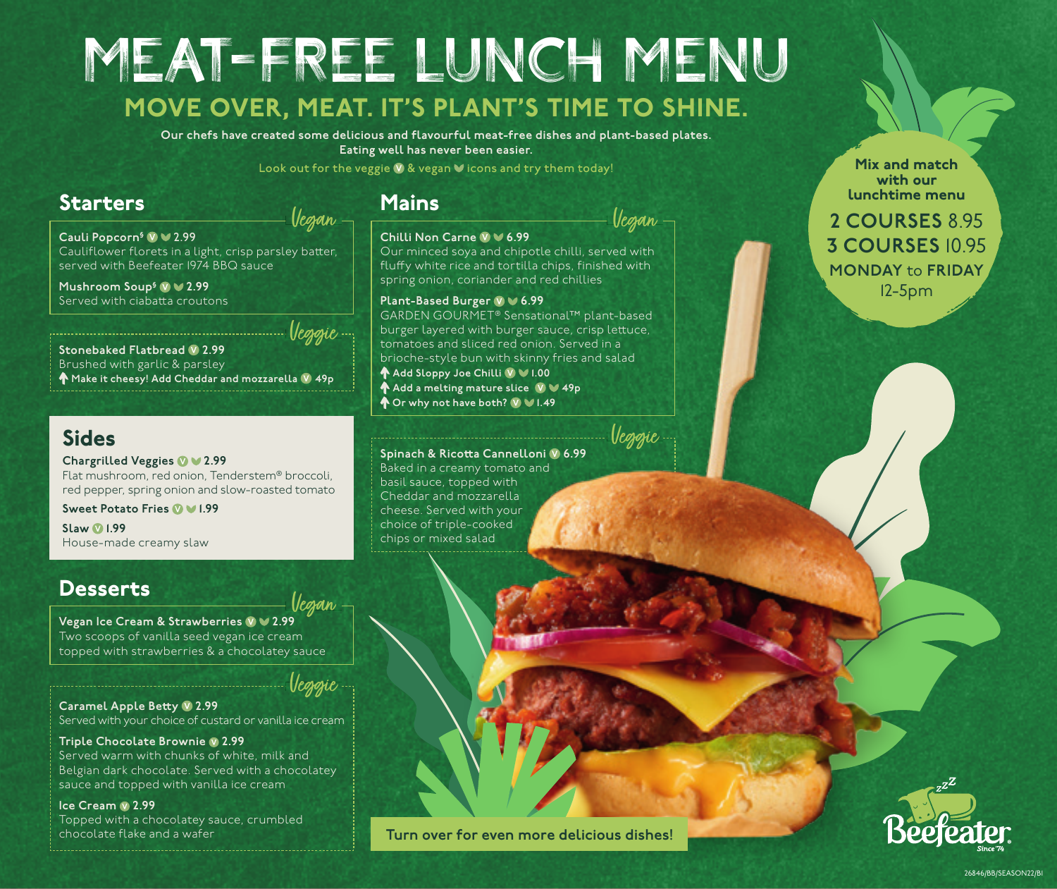# MEAT-FREE LUNCH MENU

## MOVE OVER, MEAT. IT'S PLANT'S TIME TO SHINE.

**Our chefs have created some delicious and flavourful meat-free dishes and plant-based plates. Eating well has never been easier.**

Look out for the veggie (V) & vegan icons and try them today!

**Mix and match with our lunchtime menu**

**2 COURSES** 8.95
**3 COURSES** 10.95
**MONDAY** to **FRIDAY**
12-5pm

## Starters

*Vegan*

**Cauli Popcorn$ (V) (Vegan) 2.99**
Cauliflower florets in a light, crisp parsley batter, served with Beefeater 1974 BBQ sauce

**Mushroom Soup$ (V) (Vegan) 2.99**
Served with ciabatta croutons

*Veggie*

**Stonebaked Flatbread (V) 2.99**
Brushed with garlic & parsley
↑ **Make it cheesy! Add Cheddar and mozzarella (V) 49p**

## Sides

**Chargrilled Veggies (V) (Vegan) 2.99**
Flat mushroom, red onion, Tenderstem® broccoli, red pepper, spring onion and slow-roasted tomato

**Sweet Potato Fries (V) (Vegan) 1.99**

**Slaw (V) 1.99**
House-made creamy slaw

## Desserts

*Vegan*

**Vegan Ice Cream & Strawberries (V) (Vegan) 2.99**
Two scoops of vanilla seed vegan ice cream topped with strawberries & a chocolatey sauce

*Veggie*

**Caramel Apple Betty (V) 2.99**
Served with your choice of custard or vanilla ice cream

**Triple Chocolate Brownie (V) 2.99**
Served warm with chunks of white, milk and Belgian dark chocolate. Served with a chocolatey sauce and topped with vanilla ice cream

**Ice Cream (V) 2.99**
Topped with a chocolatey sauce, crumbled chocolate flake and a wafer

## Mains

*Vegan*

**Chilli Non Carne (V) (Vegan) 6.99**
Our minced soya and chipotle chilli, served with fluffy white rice and tortilla chips, finished with spring onion, coriander and red chillies

**Plant-Based Burger (V) (Vegan) 6.99**
GARDEN GOURMET® Sensational™ plant-based burger layered with burger sauce, crisp lettuce, tomatoes and sliced red onion. Served in a brioche-style bun with skinny fries and salad
↑ **Add Sloppy Joe Chilli (V) (Vegan) 1.00**
↑ **Add a melting mature slice (V) (Vegan) 49p**
↑ **Or why not have both? (V) (Vegan) 1.49**

*Veggie*

**Spinach & Ricotta Cannelloni (V) 6.99**
Baked in a creamy tomato and basil sauce, topped with Cheddar and mozzarella cheese. Served with your choice of triple-cooked chips or mixed salad

**Turn over for even more delicious dishes!**

Beefeater Since '74

26846/BB/SEASON22/BI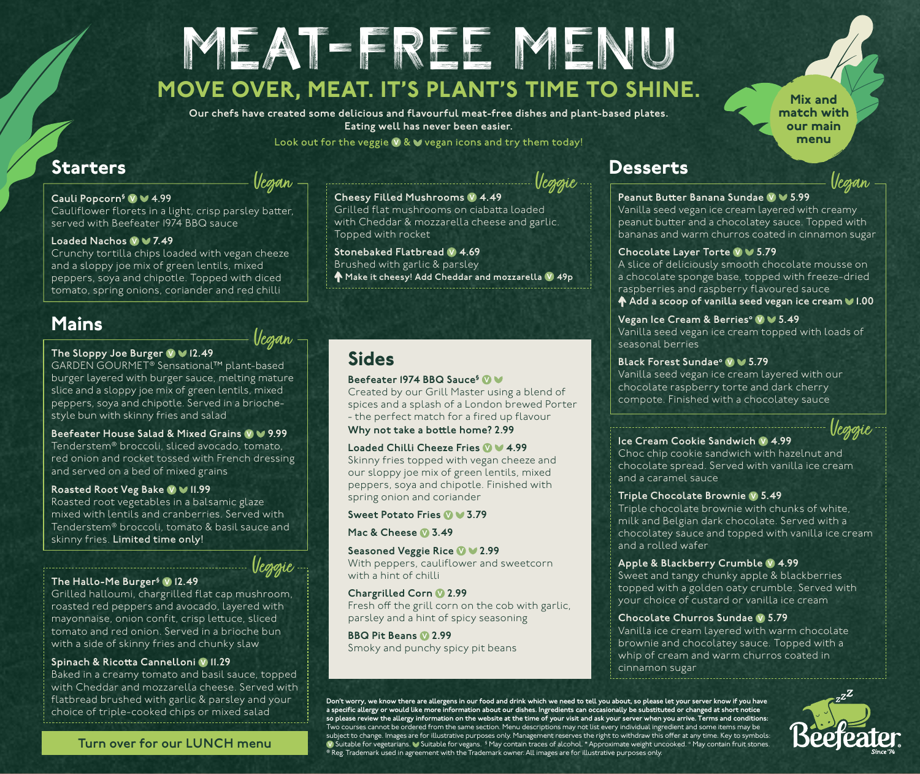# MEAT-FREE MENU

## MOVE OVER, MEAT. IT'S PLANT'S TIME TO SHINE.

**Our chefs have created some delicious and flavourful meat-free dishes and plant-based plates. Eating well has never been easier.**

Look out for the veggie V & vegan icons and try them today!

Mix and match with our main menu

## Starters

*Vegan*

**Cauli Popcorn[$] V Vegan 4.99**
Cauliflower florets in a light, crisp parsley batter, served with Beefeater 1974 BBQ sauce

**Loaded Nachos V Vegan 7.49**
Crunchy tortilla chips loaded with vegan cheeze and a sloppy joe mix of green lentils, mixed peppers, soya and chipotle. Topped with diced tomato, spring onions, coriander and red chilli

*Veggie*

**Cheesy Filled Mushrooms V 4.49**
Grilled flat mushrooms on ciabatta loaded with Cheddar & mozzarella cheese and garlic. Topped with rocket

**Stonebaked Flatbread V 4.69**
Brushed with garlic & parsley
**Make it cheesy! Add Cheddar and mozzarella V 49p**

## Mains

*Vegan*

**The Sloppy Joe Burger V Vegan 12.49**
GARDEN GOURMET® Sensational™ plant-based burger layered with burger sauce, melting mature slice and a sloppy joe mix of green lentils, mixed peppers, soya and chipotle. Served in a brioche-style bun with skinny fries and salad

**Beefeater House Salad & Mixed Grains V Vegan 9.99**
Tenderstem® broccoli, sliced avocado, tomato, red onion and rocket tossed with French dressing and served on a bed of mixed grains

**Roasted Root Veg Bake V Vegan 11.99**
Roasted root vegetables in a balsamic glaze mixed with lentils and cranberries. Served with Tenderstem® broccoli, tomato & basil sauce and skinny fries. **Limited time only!**

*Veggie*

**The Hallo-Me Burger[$] V 12.49**
Grilled halloumi, chargrilled flat cap mushroom, roasted red peppers and avocado, layered with mayonnaise, onion confit, crisp lettuce, sliced tomato and red onion. Served in a brioche bun with a side of skinny fries and chunky slaw

**Spinach & Ricotta Cannelloni V 11.29**
Baked in a creamy tomato and basil sauce, topped with Cheddar and mozzarella cheese. Served with flatbread brushed with garlic & parsley and your choice of triple-cooked chips or mixed salad

## Sides

**Beefeater 1974 BBQ Sauce[$] V Vegan**
Created by our Grill Master using a blend of spices and a splash of a London brewed Porter - the perfect match for a fired up flavour
**Why not take a bottle home? 2.99**

**Loaded Chilli Cheeze Fries V Vegan 4.99**
Skinny fries topped with vegan cheeze and our sloppy joe mix of green lentils, mixed peppers, soya and chipotle. Finished with spring onion and coriander

**Sweet Potato Fries V Vegan 3.79**

**Mac & Cheese V 3.49**

**Seasoned Veggie Rice V Vegan 2.99**
With peppers, cauliflower and sweetcorn with a hint of chilli

**Chargrilled Corn V 2.99**
Fresh off the grill corn on the cob with garlic, parsley and a hint of spicy seasoning

**BBQ Pit Beans V 2.99**
Smoky and punchy spicy pit beans

## Desserts

*Vegan*

**Peanut Butter Banana Sundae V Vegan 5.99**
Vanilla seed vegan ice cream layered with creamy peanut butter and a chocolatey sauce. Topped with bananas and warm churros coated in cinnamon sugar

**Chocolate Layer Torte V Vegan 5.79**
A slice of deliciously smooth chocolate mousse on a chocolate sponge base, topped with freeze-dried raspberries and raspberry flavoured sauce
**Add a scoop of vanilla seed vegan ice cream Vegan 1.00**

**Vegan Ice Cream & Berries° V Vegan 5.49**
Vanilla seed vegan ice cream topped with loads of seasonal berries

**Black Forest Sundae° V Vegan 5.79**
Vanilla seed vegan ice cream layered with our chocolate raspberry torte and dark cherry compote. Finished with a chocolatey sauce

*Veggie*

**Ice Cream Cookie Sandwich V 4.99**
Choc chip cookie sandwich with hazelnut and chocolate spread. Served with vanilla ice cream and a caramel sauce

**Triple Chocolate Brownie V 5.49**
Triple chocolate brownie with chunks of white, milk and Belgian dark chocolate. Served with a chocolatey sauce and topped with vanilla ice cream and a rolled wafer

**Apple & Blackberry Crumble V 4.99**
Sweet and tangy chunky apple & blackberries topped with a golden oaty crumble. Served with your choice of custard or vanilla ice cream

**Chocolate Churros Sundae V 5.79**
Vanilla ice cream layered with warm chocolate brownie and chocolatey sauce. Topped with a whip of cream and warm churros coated in cinnamon sugar

**Turn over for our LUNCH menu**

**Don't worry, we know there are allergens in our food and drink which we need to tell you about, so please let your server know if you have a specific allergy or would like more information about our dishes. Ingredients can occasionally be substituted or changed at short notice so please review the allergy information on the website at the time of your visit and ask your server when you arrive. Terms and conditions:** Two courses cannot be ordered from the same section. Menu descriptions may not list every individual ingredient and some items may be subject to change. Images are for illustrative purposes only. Management reserves the right to withdraw this offer at any time. Key to symbols: V Suitable for vegetarians. Vegan Suitable for vegans. $ May contain traces of alcohol. * Approximate weight uncooked. ° May contain fruit stones. ® Reg. Trademark used in agreement with the Trademark owner. All images are for illustrative purposes only.

Beefeater Since '74